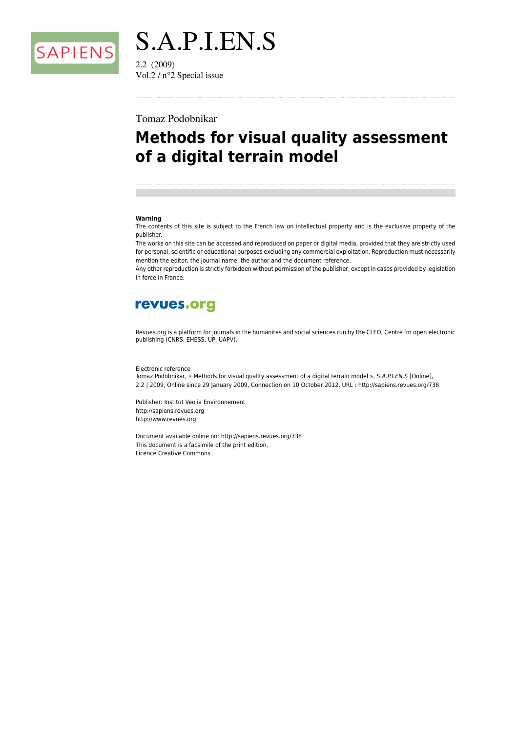# S.A.P.I.EN.S

2.2 (2009)
Vol.2 / n°2 Special issue

Tomaz Podobnikar

## Methods for visual quality assessment of a digital terrain model

**Warning**

The contents of this site is subject to the French law on intellectual property and is the exclusive property of the publisher.

The works on this site can be accessed and reproduced on paper or digital media, provided that they are strictly used for personal, scientific or educational purposes excluding any commercial exploitation. Reproduction must necessarily mention the editor, the journal name, the author and the document reference.

Any other reproduction is strictly forbidden without permission of the publisher, except in cases provided by legislation in force in France.

**revues.org**

Revues.org is a platform for journals in the humanites and social sciences run by the CLEO, Centre for open electronic publishing (CNRS, EHESS, UP, UAPV).

Electronic reference

Tomaz Podobnikar, « Methods for visual quality assessment of a digital terrain model », *S.A.P.I.EN.S* [Online], 2.2 | 2009, Online since 29 January 2009, Connection on 10 October 2012. URL : http://sapiens.revues.org/738

Publisher: Institut Veolia Environnement
http://sapiens.revues.org
http://www.revues.org

Document available online on: http://sapiens.revues.org/738
This document is a facsimile of the print edition.
Licence Creative Commons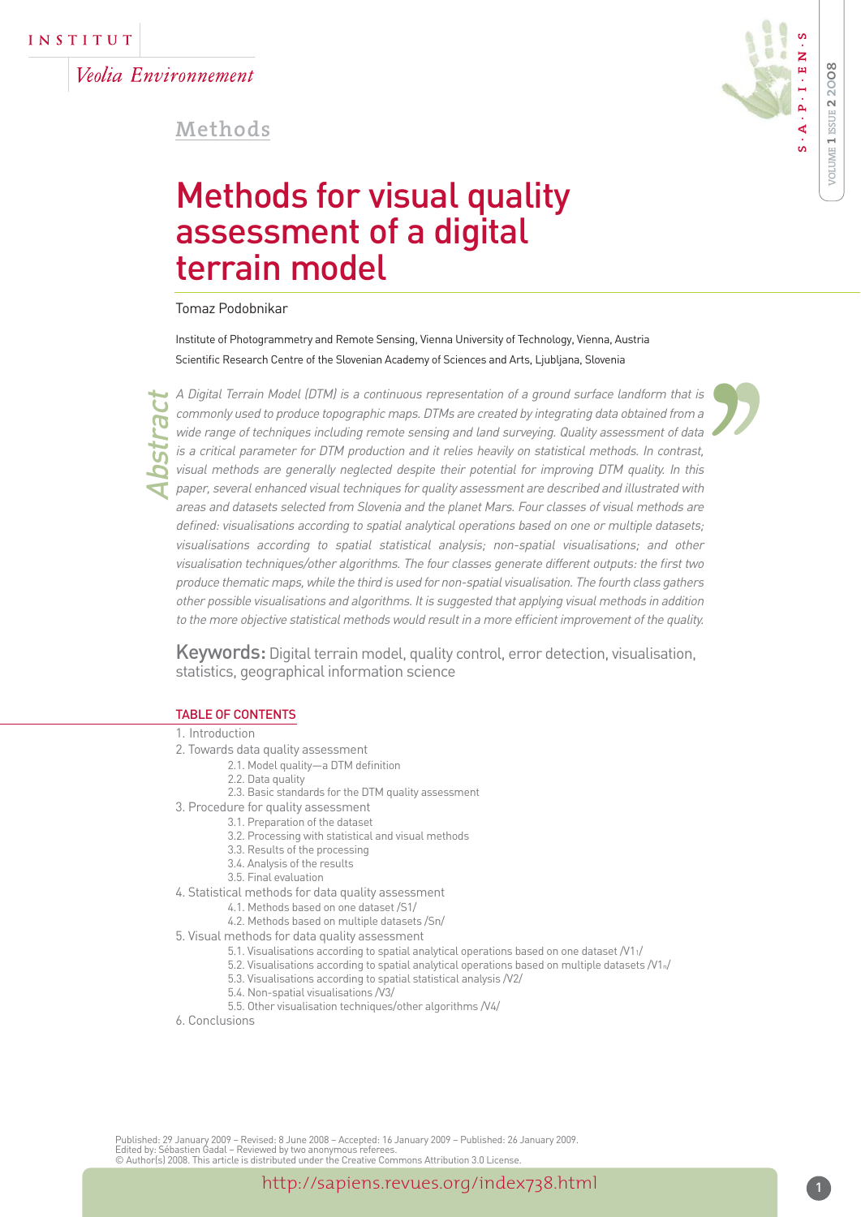Methods

# Methods for visual quality assessment of a digital terrain model

Tomaz Podobnikar

Institute of Photogrammetry and Remote Sensing, Vienna University of Technology, Vienna, Austria
Scientific Research Centre of the Slovenian Academy of Sciences and Arts, Ljubljana, Slovenia

## Abstract

*A Digital Terrain Model (DTM) is a continuous representation of a ground surface landform that is commonly used to produce topographic maps. DTMs are created by integrating data obtained from a wide range of techniques including remote sensing and land surveying. Quality assessment of data is a critical parameter for DTM production and it relies heavily on statistical methods. In contrast, visual methods are generally neglected despite their potential for improving DTM quality. In this paper, several enhanced visual techniques for quality assessment are described and illustrated with areas and datasets selected from Slovenia and the planet Mars. Four classes of visual methods are defined: visualisations according to spatial analytical operations based on one or multiple datasets; visualisations according to spatial statistical analysis; non-spatial visualisations; and other visualisation techniques/other algorithms. The four classes generate different outputs: the first two produce thematic maps, while the third is used for non-spatial visualisation. The fourth class gathers other possible visualisations and algorithms. It is suggested that applying visual methods in addition to the more objective statistical methods would result in a more efficient improvement of the quality.*

**Keywords:** Digital terrain model, quality control, error detection, visualisation, statistics, geographical information science

## TABLE OF CONTENTS

1. Introduction
2. Towards data quality assessment
   - 2.1. Model quality—a DTM definition
   - 2.2. Data quality
   - 2.3. Basic standards for the DTM quality assessment
3. Procedure for quality assessment
   - 3.1. Preparation of the dataset
   - 3.2. Processing with statistical and visual methods
   - 3.3. Results of the processing
   - 3.4. Analysis of the results
   - 3.5. Final evaluation
4. Statistical methods for data quality assessment
   - 4.1. Methods based on one dataset /S1/
   - 4.2. Methods based on multiple datasets /Sn/
5. Visual methods for data quality assessment
   - 5.1. Visualisations according to spatial analytical operations based on one dataset /V1₁/
   - 5.2. Visualisations according to spatial analytical operations based on multiple datasets /V1ₙ/
   - 5.3. Visualisations according to spatial statistical analysis /V2/
   - 5.4. Non-spatial visualisations /V3/
   - 5.5. Other visualisation techniques/other algorithms /V4/
6. Conclusions

Published: 29 January 2009 – Revised: 8 June 2008 – Accepted: 16 January 2009 – Published: 26 January 2009.
Edited by: Sébastien Gadal – Reviewed by two anonymous referees.
© Author(s) 2008. This article is distributed under the Creative Commons Attribution 3.0 License.

http://sapiens.revues.org/index738.html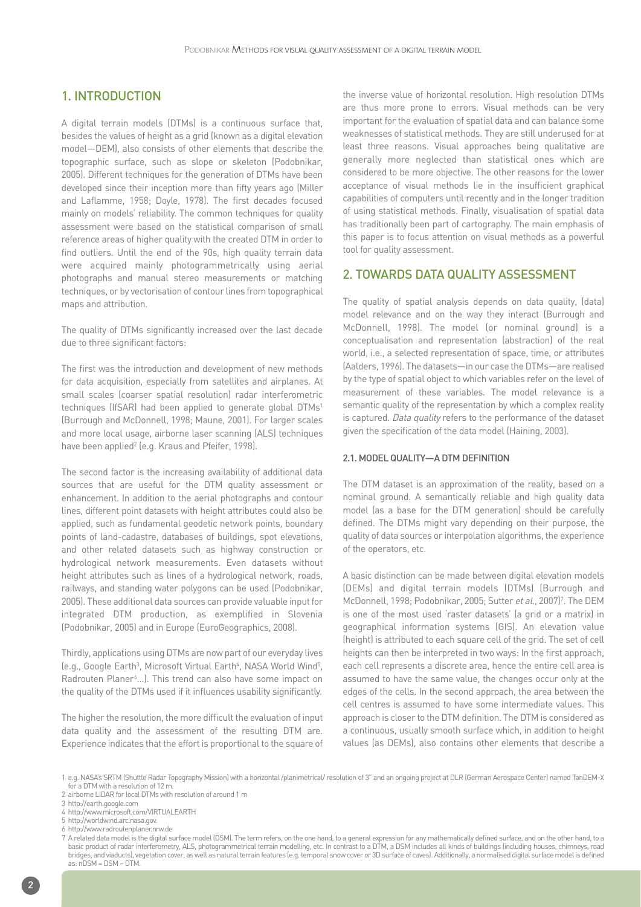## 1. INTRODUCTION

A digital terrain models (DTMs) is a continuous surface that, besides the values of height as a grid (known as a digital elevation model—DEM), also consists of other elements that describe the topographic surface, such as slope or skeleton (Podobnikar, 2005). Different techniques for the generation of DTMs have been developed since their inception more than fifty years ago (Miller and Laflamme, 1958; Doyle, 1978). The first decades focused mainly on models' reliability. The common techniques for quality assessment were based on the statistical comparison of small reference areas of higher quality with the created DTM in order to find outliers. Until the end of the 90s, high quality terrain data were acquired mainly photogrammetrically using aerial photographs and manual stereo measurements or matching techniques, or by vectorisation of contour lines from topographical maps and attribution.

The quality of DTMs significantly increased over the last decade due to three significant factors:

The first was the introduction and development of new methods for data acquisition, especially from satellites and airplanes. At small scales (coarser spatial resolution) radar interferometric techniques (IfSAR) had been applied to generate global DTMs[1] (Burrough and McDonnell, 1998; Maune, 2001). For larger scales and more local usage, airborne laser scanning (ALS) techniques have been applied[2] (e.g. Kraus and Pfeifer, 1998).

The second factor is the increasing availability of additional data sources that are useful for the DTM quality assessment or enhancement. In addition to the aerial photographs and contour lines, different point datasets with height attributes could also be applied, such as fundamental geodetic network points, boundary points of land-cadastre, databases of buildings, spot elevations, and other related datasets such as highway construction or hydrological network measurements. Even datasets without height attributes such as lines of a hydrological network, roads, railways, and standing water polygons can be used (Podobnikar, 2005). These additional data sources can provide valuable input for integrated DTM production, as exemplified in Slovenia (Podobnikar, 2005) and in Europe (EuroGeographics, 2008).

Thirdly, applications using DTMs are now part of our everyday lives (e.g., Google Earth[3], Microsoft Virtual Earth[4], NASA World Wind[5], Radrouten Planer[6]...). This trend can also have some impact on the quality of the DTMs used if it influences usability significantly.

The higher the resolution, the more difficult the evaluation of input data quality and the assessment of the resulting DTM are. Experience indicates that the effort is proportional to the square of the inverse value of horizontal resolution. High resolution DTMs are thus more prone to errors. Visual methods can be very important for the evaluation of spatial data and can balance some weaknesses of statistical methods. They are still underused for at least three reasons. Visual approaches being qualitative are generally more neglected than statistical ones which are considered to be more objective. The other reasons for the lower acceptance of visual methods lie in the insufficient graphical capabilities of computers until recently and in the longer tradition of using statistical methods. Finally, visualisation of spatial data has traditionally been part of cartography. The main emphasis of this paper is to focus attention on visual methods as a powerful tool for quality assessment.

## 2. TOWARDS DATA QUALITY ASSESSMENT

The quality of spatial analysis depends on data quality, (data) model relevance and on the way they interact (Burrough and McDonnell, 1998). The model (or nominal ground) is a conceptualisation and representation (abstraction) of the real world, i.e., a selected representation of space, time, or attributes (Aalders, 1996). The datasets—in our case the DTMs—are realised by the type of spatial object to which variables refer on the level of measurement of these variables. The model relevance is a semantic quality of the representation by which a complex reality is captured. *Data quality* refers to the performance of the dataset given the specification of the data model (Haining, 2003).

### 2.1. MODEL QUALITY—A DTM DEFINITION

The DTM dataset is an approximation of the reality, based on a nominal ground. A semantically reliable and high quality data model (as a base for the DTM generation) should be carefully defined. The DTMs might vary depending on their purpose, the quality of data sources or interpolation algorithms, the experience of the operators, etc.

A basic distinction can be made between digital elevation models (DEMs) and digital terrain models (DTMs) (Burrough and McDonnell, 1998; Podobnikar, 2005; Sutter *et al.*, 2007)[7]. The DEM is one of the most used 'raster datasets' (a grid or a matrix) in geographical information systems (GIS). An elevation value (height) is attributed to each square cell of the grid. The set of cell heights can then be interpreted in two ways: In the first approach, each cell represents a discrete area, hence the entire cell area is assumed to have the same value, the changes occur only at the edges of the cells. In the second approach, the area between the cell centres is assumed to have some intermediate values. This approach is closer to the DTM definition. The DTM is considered as a continuous, usually smooth surface which, in addition to height values (as DEMs), also contains other elements that describe a

---

1 e.g. NASA's SRTM (Shuttle Radar Topography Mission) with a horizontal /planimetrical/ resolution of 3" and an ongoing project at DLR (German Aerospace Center) named TanDEM-X for a DTM with a resolution of 12 m.

2 airborne LIDAR for local DTMs with resolution of around 1 m

3 http://earth.google.com

4 http://www.microsoft.com/VIRTUALEARTH

5 http://worldwind.arc.nasa.gov.

6 http://www.radroutenplaner.nrw.de

7 A related data model is the digital surface model (DSM). The term refers, on the one hand, to a general expression for any mathematically defined surface, and on the other hand, to a basic product of radar interferometry, ALS, photogrammetrical terrain modelling, etc. In contrast to a DTM, a DSM includes all kinds of buildings (including houses, chimneys, road bridges, and viaducts), vegetation cover, as well as natural terrain features (e.g. temporal snow cover or 3D surface of caves). Additionally, a normalised digital surface model is defined as: nDSM = DSM – DTM.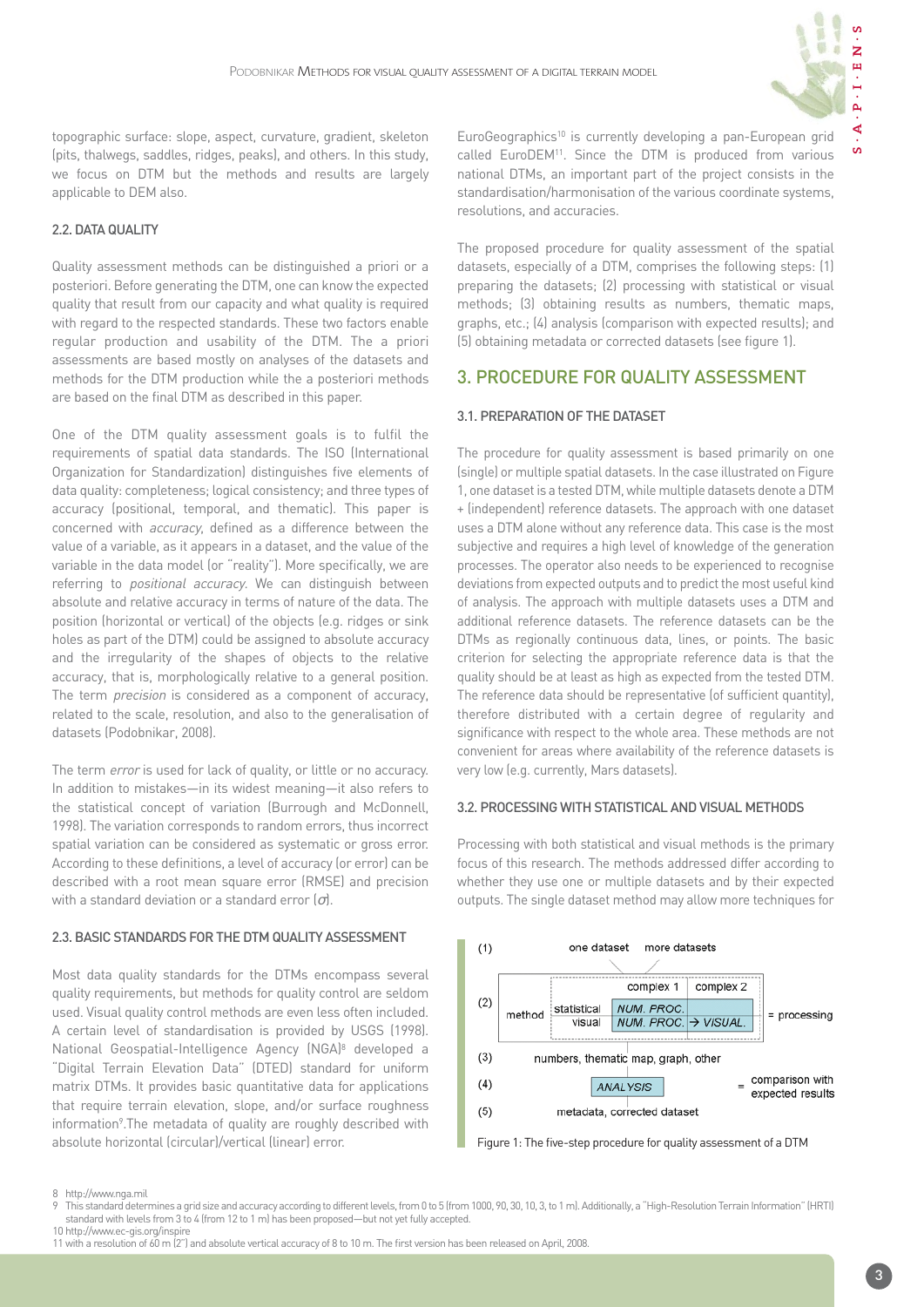topographic surface: slope, aspect, curvature, gradient, skeleton (pits, thalwegs, saddles, ridges, peaks), and others. In this study, we focus on DTM but the methods and results are largely applicable to DEM also.

### 2.2. DATA QUALITY

Quality assessment methods can be distinguished a priori or a posteriori. Before generating the DTM, one can know the expected quality that result from our capacity and what quality is required with regard to the respected standards. These two factors enable regular production and usability of the DTM. The a priori assessments are based mostly on analyses of the datasets and methods for the DTM production while the a posteriori methods are based on the final DTM as described in this paper.

One of the DTM quality assessment goals is to fulfil the requirements of spatial data standards. The ISO (International Organization for Standardization) distinguishes five elements of data quality: completeness; logical consistency; and three types of accuracy (positional, temporal, and thematic). This paper is concerned with *accuracy*, defined as a difference between the value of a variable, as it appears in a dataset, and the value of the variable in the data model (or "reality"). More specifically, we are referring to *positional accuracy*. We can distinguish between absolute and relative accuracy in terms of nature of the data. The position (horizontal or vertical) of the objects (e.g. ridges or sink holes as part of the DTM) could be assigned to absolute accuracy and the irregularity of the shapes of objects to the relative accuracy, that is, morphologically relative to a general position. The term *precision* is considered as a component of accuracy, related to the scale, resolution, and also to the generalisation of datasets (Podobnikar, 2008).

The term *error* is used for lack of quality, or little or no accuracy. In addition to mistakes—in its widest meaning—it also refers to the statistical concept of variation (Burrough and McDonnell, 1998). The variation corresponds to random errors, thus incorrect spatial variation can be considered as systematic or gross error. According to these definitions, a level of accuracy (or error) can be described with a root mean square error (RMSE) and precision with a standard deviation or a standard error ($\sigma$).

### 2.3. BASIC STANDARDS FOR THE DTM QUALITY ASSESSMENT

Most data quality standards for the DTMs encompass several quality requirements, but methods for quality control are seldom used. Visual quality control methods are even less often included. A certain level of standardisation is provided by USGS (1998). National Geospatial-Intelligence Agency (NGA)[8] developed a "Digital Terrain Elevation Data" (DTED) standard for uniform matrix DTMs. It provides basic quantitative data for applications that require terrain elevation, slope, and/or surface roughness information[9]. The metadata of quality are roughly described with absolute horizontal (circular)/vertical (linear) error.

EuroGeographics[10] is currently developing a pan-European grid called EuroDEM[11]. Since the DTM is produced from various national DTMs, an important part of the project consists in the standardisation/harmonisation of the various coordinate systems, resolutions, and accuracies.

The proposed procedure for quality assessment of the spatial datasets, especially of a DTM, comprises the following steps: (1) preparing the datasets; (2) processing with statistical or visual methods; (3) obtaining results as numbers, thematic maps, graphs, etc.; (4) analysis (comparison with expected results); and (5) obtaining metadata or corrected datasets (see figure 1).

## 3. PROCEDURE FOR QUALITY ASSESSMENT

### 3.1. PREPARATION OF THE DATASET

The procedure for quality assessment is based primarily on one (single) or multiple spatial datasets. In the case illustrated on Figure 1, one dataset is a tested DTM, while multiple datasets denote a DTM + (independent) reference datasets. The approach with one dataset uses a DTM alone without any reference data. This case is the most subjective and requires a high level of knowledge of the generation processes. The operator also needs to be experienced to recognise deviations from expected outputs and to predict the most useful kind of analysis. The approach with multiple datasets uses a DTM and additional reference datasets. The reference datasets can be the DTMs as regionally continuous data, lines, or points. The basic criterion for selecting the appropriate reference data is that the quality should be at least as high as expected from the tested DTM. The reference data should be representative (of sufficient quantity), therefore distributed with a certain degree of regularity and significance with respect to the whole area. These methods are not convenient for areas where availability of the reference datasets is very low (e.g. currently, Mars datasets).

### 3.2. PROCESSING WITH STATISTICAL AND VISUAL METHODS

Processing with both statistical and visual methods is the primary focus of this research. The methods addressed differ according to whether they use one or multiple datasets and by their expected outputs. The single dataset method may allow more techniques for

(1) one dataset — more datasets

| (2) | | complex 1 | complex 2 | |
|---|---|---|---|---|
| method | statistical | NUM. PROC. | | = processing |
| | visual | NUM. PROC. | → VISUAL. | |

(3) numbers, thematic map, graph, other

(4) ANALYSIS = comparison with expected results

(5) metadata, corrected dataset

Figure 1: The five-step procedure for quality assessment of a DTM

8 http://www.nga.mil

9 This standard determines a grid size and accuracy according to different levels, from 0 to 5 (from 1000, 90, 30, 10, 3, to 1 m). Additionally, a "High-Resolution Terrain Information" (HRTI) standard with levels from 3 to 4 (from 12 to 1 m) has been proposed—but not yet fully accepted.

10 http://www.ec-gis.org/inspire

11 with a resolution of 60 m (2") and absolute vertical accuracy of 8 to 10 m. The first version has been released on April, 2008.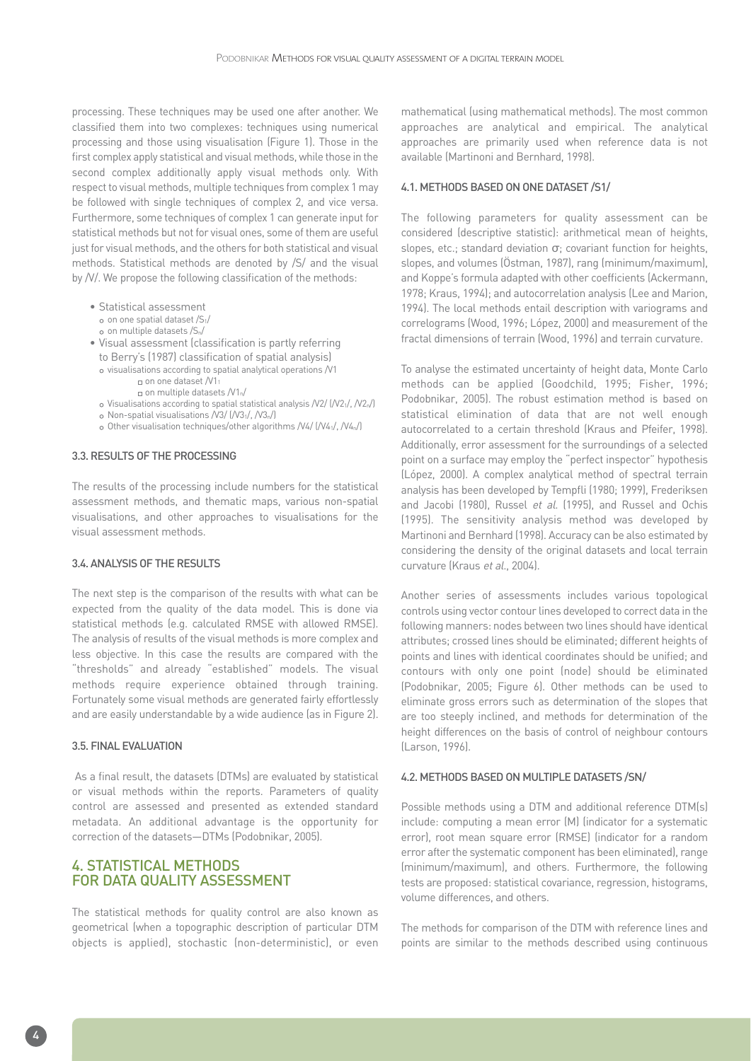processing. These techniques may be used one after another. We classified them into two complexes: techniques using numerical processing and those using visualisation (Figure 1). Those in the first complex apply statistical and visual methods, while those in the second complex additionally apply visual methods only. With respect to visual methods, multiple techniques from complex 1 may be followed with single techniques of complex 2, and vice versa. Furthermore, some techniques of complex 1 can generate input for statistical methods but not for visual ones, some of them are useful just for visual methods, and the others for both statistical and visual methods. Statistical methods are denoted by /S/ and the visual by /V/. We propose the following classification of the methods:

- Statistical assessment
  - on one spatial dataset /$S_1$/
  - on multiple datasets /$S_n$/
- Visual assessment (classification is partly referring to Berry's (1987) classification of spatial analysis)
  - visualisations according to spatial analytical operations /V1
    - on one dataset /$V1_1$
    - on multiple datasets /$V1_n$/
  - Visualisations according to spatial statistical analysis /V2/ (/$V2_1$/, /$V2_n$/)
  - Non-spatial visualisations /V3/ (/$V3_1$/, /$V3_n$/)
  - Other visualisation techniques/other algorithms /V4/ (/$V4_1$/, /$V4_n$/)

### 3.3. RESULTS OF THE PROCESSING

The results of the processing include numbers for the statistical assessment methods, and thematic maps, various non-spatial visualisations, and other approaches to visualisations for the visual assessment methods.

### 3.4. ANALYSIS OF THE RESULTS

The next step is the comparison of the results with what can be expected from the quality of the data model. This is done via statistical methods (e.g. calculated RMSE with allowed RMSE). The analysis of results of the visual methods is more complex and less objective. In this case the results are compared with the "thresholds" and already "established" models. The visual methods require experience obtained through training. Fortunately some visual methods are generated fairly effortlessly and are easily understandable by a wide audience (as in Figure 2).

### 3.5. FINAL EVALUATION

As a final result, the datasets (DTMs) are evaluated by statistical or visual methods within the reports. Parameters of quality control are assessed and presented as extended standard metadata. An additional advantage is the opportunity for correction of the datasets—DTMs (Podobnikar, 2005).

## 4. STATISTICAL METHODS FOR DATA QUALITY ASSESSMENT

The statistical methods for quality control are also known as geometrical (when a topographic description of particular DTM objects is applied), stochastic (non-deterministic), or even mathematical (using mathematical methods). The most common approaches are analytical and empirical. The analytical approaches are primarily used when reference data is not available (Martinoni and Bernhard, 1998).

### 4.1. METHODS BASED ON ONE DATASET /S1/

The following parameters for quality assessment can be considered (descriptive statistic): arithmetical mean of heights, slopes, etc.; standard deviation $\sigma$; covariant function for heights, slopes, and volumes (Östman, 1987), rang (minimum/maximum), and Koppe's formula adapted with other coefficients (Ackermann, 1978; Kraus, 1994); and autocorrelation analysis (Lee and Marion, 1994). The local methods entail description with variograms and correlograms (Wood, 1996; López, 2000) and measurement of the fractal dimensions of terrain (Wood, 1996) and terrain curvature.

To analyse the estimated uncertainty of height data, Monte Carlo methods can be applied (Goodchild, 1995; Fisher, 1996; Podobnikar, 2005). The robust estimation method is based on statistical elimination of data that are not well enough autocorrelated to a certain threshold (Kraus and Pfeifer, 1998). Additionally, error assessment for the surroundings of a selected point on a surface may employ the "perfect inspector" hypothesis (López, 2000). A complex analytical method of spectral terrain analysis has been developed by Tempfli (1980; 1999), Frederiksen and Jacobi (1980), Russel *et al.* (1995), and Russel and Ochis (1995). The sensitivity analysis method was developed by Martinoni and Bernhard (1998). Accuracy can be also estimated by considering the density of the original datasets and local terrain curvature (Kraus *et al.*, 2004).

Another series of assessments includes various topological controls using vector contour lines developed to correct data in the following manners: nodes between two lines should have identical attributes; crossed lines should be eliminated; different heights of points and lines with identical coordinates should be unified; and contours with only one point (node) should be eliminated (Podobnikar, 2005; Figure 6). Other methods can be used to eliminate gross errors such as determination of the slopes that are too steeply inclined, and methods for determination of the height differences on the basis of control of neighbour contours (Larson, 1996).

### 4.2. METHODS BASED ON MULTIPLE DATASETS /SN/

Possible methods using a DTM and additional reference DTM(s) include: computing a mean error (M) (indicator for a systematic error), root mean square error (RMSE) (indicator for a random error after the systematic component has been eliminated), range (minimum/maximum), and others. Furthermore, the following tests are proposed: statistical covariance, regression, histograms, volume differences, and others.

The methods for comparison of the DTM with reference lines and points are similar to the methods described using continuous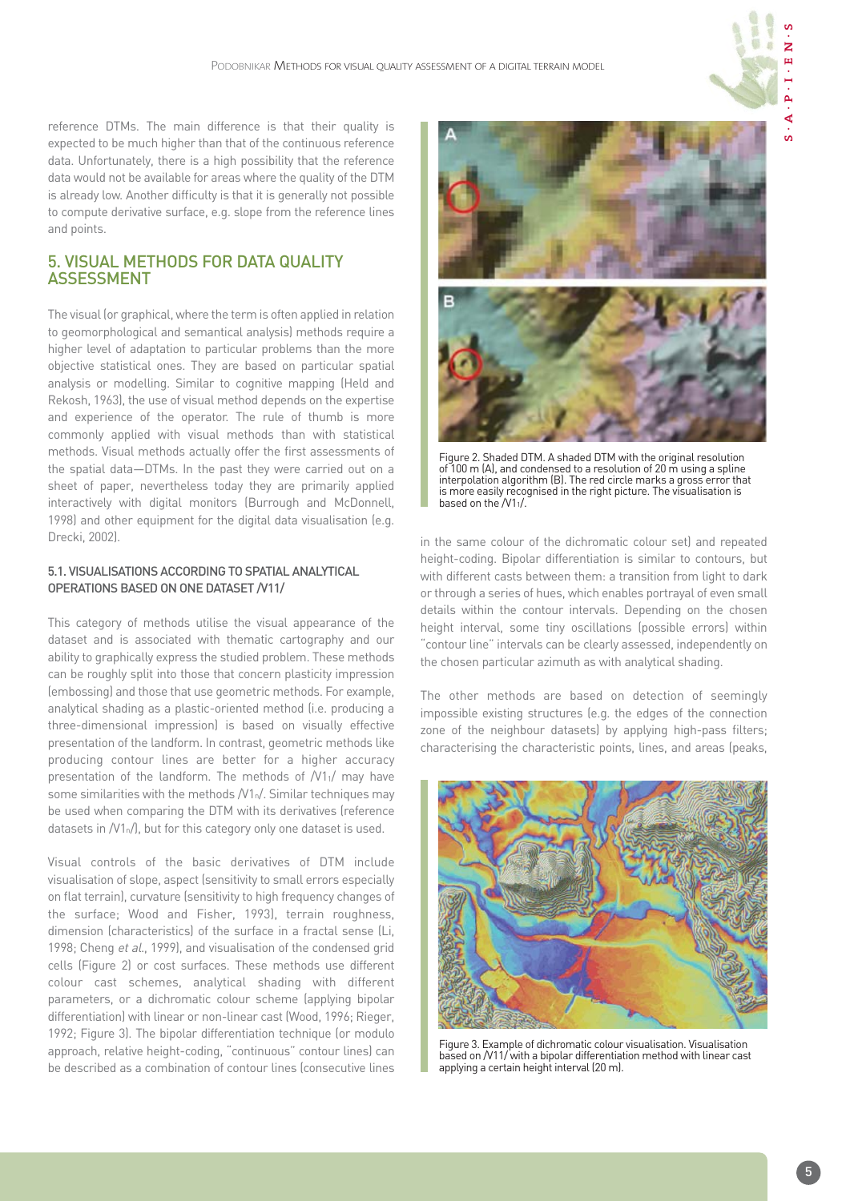reference DTMs. The main difference is that their quality is expected to be much higher than that of the continuous reference data. Unfortunately, there is a high possibility that the reference data would not be available for areas where the quality of the DTM is already low. Another difficulty is that it is generally not possible to compute derivative surface, e.g. slope from the reference lines and points.

## 5. VISUAL METHODS FOR DATA QUALITY ASSESSMENT

The visual (or graphical, where the term is often applied in relation to geomorphological and semantical analysis) methods require a higher level of adaptation to particular problems than the more objective statistical ones. They are based on particular spatial analysis or modelling. Similar to cognitive mapping (Held and Rekosh, 1963), the use of visual method depends on the expertise and experience of the operator. The rule of thumb is more commonly applied with visual methods than with statistical methods. Visual methods actually offer the first assessments of the spatial data—DTMs. In the past they were carried out on a sheet of paper, nevertheless today they are primarily applied interactively with digital monitors (Burrough and McDonnell, 1998) and other equipment for the digital data visualisation (e.g. Drecki, 2002).

### 5.1. VISUALISATIONS ACCORDING TO SPATIAL ANALYTICAL OPERATIONS BASED ON ONE DATASET /V11/

This category of methods utilise the visual appearance of the dataset and is associated with thematic cartography and our ability to graphically express the studied problem. These methods can be roughly split into those that concern plasticity impression (embossing) and those that use geometric methods. For example, analytical shading as a plastic-oriented method (i.e. producing a three-dimensional impression) is based on visually effective presentation of the landform. In contrast, geometric methods like producing contour lines are better for a higher accuracy presentation of the landform. The methods of /$V1_1$/ may have some similarities with the methods /$V1_n$/. Similar techniques may be used when comparing the DTM with its derivatives (reference datasets in /$V1_n$/), but for this category only one dataset is used.

Visual controls of the basic derivatives of DTM include visualisation of slope, aspect (sensitivity to small errors especially on flat terrain), curvature (sensitivity to high frequency changes of the surface; Wood and Fisher, 1993), terrain roughness, dimension (characteristics) of the surface in a fractal sense (Li, 1998; Cheng *et al.*, 1999), and visualisation of the condensed grid cells (Figure 2) or cost surfaces. These methods use different colour cast schemes, analytical shading with different parameters, or a dichromatic colour scheme (applying bipolar differentiation) with linear or non-linear cast (Wood, 1996; Rieger, 1992; Figure 3). The bipolar differentiation technique (or modulo approach, relative height-coding, "continuous" contour lines) can be described as a combination of contour lines (consecutive lines in the same colour of the dichromatic colour set) and repeated height-coding. Bipolar differentiation is similar to contours, but with different casts between them: a transition from light to dark or through a series of hues, which enables portrayal of even small details within the contour intervals. Depending on the chosen height interval, some tiny oscillations (possible errors) within "contour line" intervals can be clearly assessed, independently on the chosen particular azimuth as with analytical shading.

Figure 2. Shaded DTM. A shaded DTM with the original resolution of 100 m (A), and condensed to a resolution of 20 m using a spline interpolation algorithm (B). The red circle marks a gross error that is more easily recognised in the right picture. The visualisation is based on the /$V1_1$/.

The other methods are based on detection of seemingly impossible existing structures (e.g. the edges of the connection zone of the neighbour datasets) by applying high-pass filters; characterising the characteristic points, lines, and areas (peaks,

Figure 3. Example of dichromatic colour visualisation. Visualisation based on /V11/ with a bipolar differentiation method with linear cast applying a certain height interval (20 m).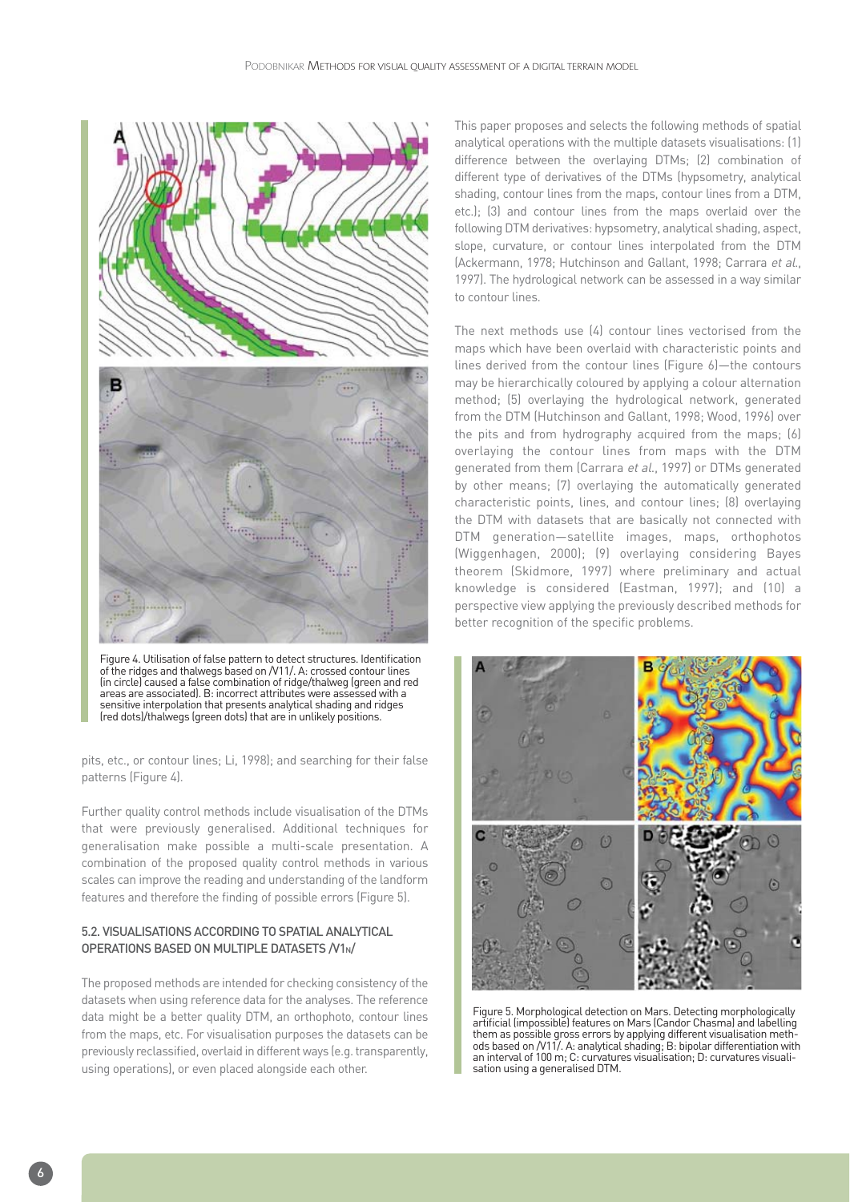Figure 4. Utilisation of false pattern to detect structures. Identification of the ridges and thalwegs based on /V11/. A: crossed contour lines (in circle) caused a false combination of ridge/thalweg (green and red areas are associated). B: incorrect attributes were assessed with a sensitive interpolation that presents analytical shading and ridges (red dots)/thalwegs (green dots) that are in unlikely positions.

pits, etc., or contour lines; Li, 1998); and searching for their false patterns (Figure 4).

Further quality control methods include visualisation of the DTMs that were previously generalised. Additional techniques for generalisation make possible a multi-scale presentation. A combination of the proposed quality control methods in various scales can improve the reading and understanding of the landform features and therefore the finding of possible errors (Figure 5).

### 5.2. VISUALISATIONS ACCORDING TO SPATIAL ANALYTICAL OPERATIONS BASED ON MULTIPLE DATASETS /V1N/

The proposed methods are intended for checking consistency of the datasets when using reference data for the analyses. The reference data might be a better quality DTM, an orthophoto, contour lines from the maps, etc. For visualisation purposes the datasets can be previously reclassified, overlaid in different ways (e.g. transparently, using operations), or even placed alongside each other.

This paper proposes and selects the following methods of spatial analytical operations with the multiple datasets visualisations: (1) difference between the overlaying DTMs; (2) combination of different type of derivatives of the DTMs (hypsometry, analytical shading, contour lines from the maps, contour lines from a DTM, etc.); (3) and contour lines from the maps overlaid over the following DTM derivatives: hypsometry, analytical shading, aspect, slope, curvature, or contour lines interpolated from the DTM (Ackermann, 1978; Hutchinson and Gallant, 1998; Carrara *et al.*, 1997). The hydrological network can be assessed in a way similar to contour lines.

The next methods use (4) contour lines vectorised from the maps which have been overlaid with characteristic points and lines derived from the contour lines (Figure 6)—the contours may be hierarchically coloured by applying a colour alternation method; (5) overlaying the hydrological network, generated from the DTM (Hutchinson and Gallant, 1998; Wood, 1996) over the pits and from hydrography acquired from the maps; (6) overlaying the contour lines from maps with the DTM generated from them (Carrara *et al.*, 1997) or DTMs generated by other means; (7) overlaying the automatically generated characteristic points, lines, and contour lines; (8) overlaying the DTM with datasets that are basically not connected with DTM generation—satellite images, maps, orthophotos (Wiggenhagen, 2000); (9) overlaying considering Bayes theorem (Skidmore, 1997) where preliminary and actual knowledge is considered (Eastman, 1997); and (10) a perspective view applying the previously described methods for better recognition of the specific problems.

Figure 5. Morphological detection on Mars. Detecting morphologically artificial (impossible) features on Mars (Candor Chasma) and labelling them as possible gross errors by applying different visualisation methods based on /V11/. A: analytical shading; B: bipolar differentiation with an interval of 100 m; C: curvatures visualisation; D: curvatures visualisation using a generalised DTM.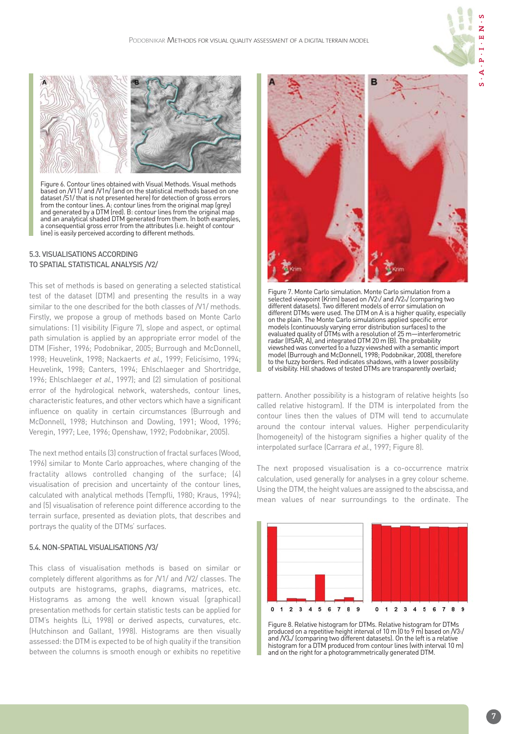Figure 6. Contour lines obtained with Visual Methods. Visual methods based on /V1$_1$/ and /V1$_n$/ (and on the statistical methods based on one dataset /S1/ that is not presented here) for detection of gross errors from the contour lines. A: contour lines from the original map (grey) and generated by a DTM (red). B: contour lines from the original map and an analytical shaded DTM generated from them. In both examples, a consequential gross error from the attributes (i.e. height of contour line) is easily perceived according to different methods.

### 5.3. VISUALISATIONS ACCORDING TO SPATIAL STATISTICAL ANALYSIS /V2/

This set of methods is based on generating a selected statistical test of the dataset (DTM) and presenting the results in a way similar to the one described for the both classes of /V1/ methods. Firstly, we propose a group of methods based on Monte Carlo simulations: (1) visibility (Figure 7), slope and aspect, or optimal path simulation is applied by an appropriate error model of the DTM (Fisher, 1996; Podobnikar, 2005; Burrough and McDonnell, 1998; Heuvelink, 1998; Nackaerts *et al.*, 1999; Felicísimo, 1994; Heuvelink, 1998; Canters, 1994; Ehlschlaeger and Shortridge, 1996; Ehlschlaeger *et al.*, 1997); and (2) simulation of positional error of the hydrological network, watersheds, contour lines, characteristic features, and other vectors which have a significant influence on quality in certain circumstances (Burrough and McDonnell, 1998; Hutchinson and Dowling, 1991; Wood, 1996; Veregin, 1997; Lee, 1996; Openshaw, 1992; Podobnikar, 2005).

The next method entails (3) construction of fractal surfaces (Wood, 1996) similar to Monte Carlo approaches, where changing of the fractality allows controlled changing of the surface; (4) visualisation of precision and uncertainty of the contour lines, calculated with analytical methods (Tempfli, 1980; Kraus, 1994); and (5) visualisation of reference point difference according to the terrain surface, presented as deviation plots, that describes and portrays the quality of the DTMs' surfaces.

### 5.4. NON-SPATIAL VISUALISATIONS /V3/

This class of visualisation methods is based on similar or completely different algorithms as for /V1/ and /V2/ classes. The outputs are histograms, graphs, diagrams, matrices, etc. Histograms as among the well known visual (graphical) presentation methods for certain statistic tests can be applied for DTM's heights (Li, 1998) or derived aspects, curvatures, etc. (Hutchinson and Gallant, 1998). Histograms are then visually assessed: the DTM is expected to be of high quality if the transition between the columns is smooth enough or exhibits no repetitive pattern. Another possibility is a histogram of relative heights (so called relative histogram). If the DTM is interpolated from the contour lines then the values of DTM will tend to accumulate around the contour interval values. Higher perpendicularity (homogeneity) of the histogram signifies a higher quality of the interpolated surface (Carrara *et al.*, 1997; Figure 8).

The next proposed visualisation is a co-occurrence matrix calculation, used generally for analyses in a grey colour scheme. Using the DTM, the height values are assigned to the abscissa, and mean values of near surroundings to the ordinate. The

Figure 7. Monte Carlo simulation. Monte Carlo simulation from a selected viewpoint (Krim) based on /V2$_1$/ and /V2$_n$/ (comparing two different datasets). Two different models of error simulation on different DTMs were used. The DTM on A is a higher quality, especially on the plain. The Monte Carlo simulations applied specific error models (continuously varying error distribution surfaces) to the evaluated quality of DTMs with a resolution of 25 m—interferometric radar (IfSAR, A), and integrated DTM 20 m (B). The probability viewshed was converted to a fuzzy viewshed with a semantic import model (Burrough and McDonnell, 1998; Podobnikar, 2008), therefore to the fuzzy borders. Red indicates shadows, with a lower possibility of visibility. Hill shadows of tested DTMs are transparently overlaid;

Figure 8. Relative histogram for DTMs. Relative histogram for DTMs produced on a repetitive height interval of 10 m (0 to 9 m) based on /V3$_1$/ and /V3$_n$/ (comparing two different datasets). On the left is a relative histogram for a DTM produced from contour lines (with interval 10 m) and on the right for a photogrammetrically generated DTM.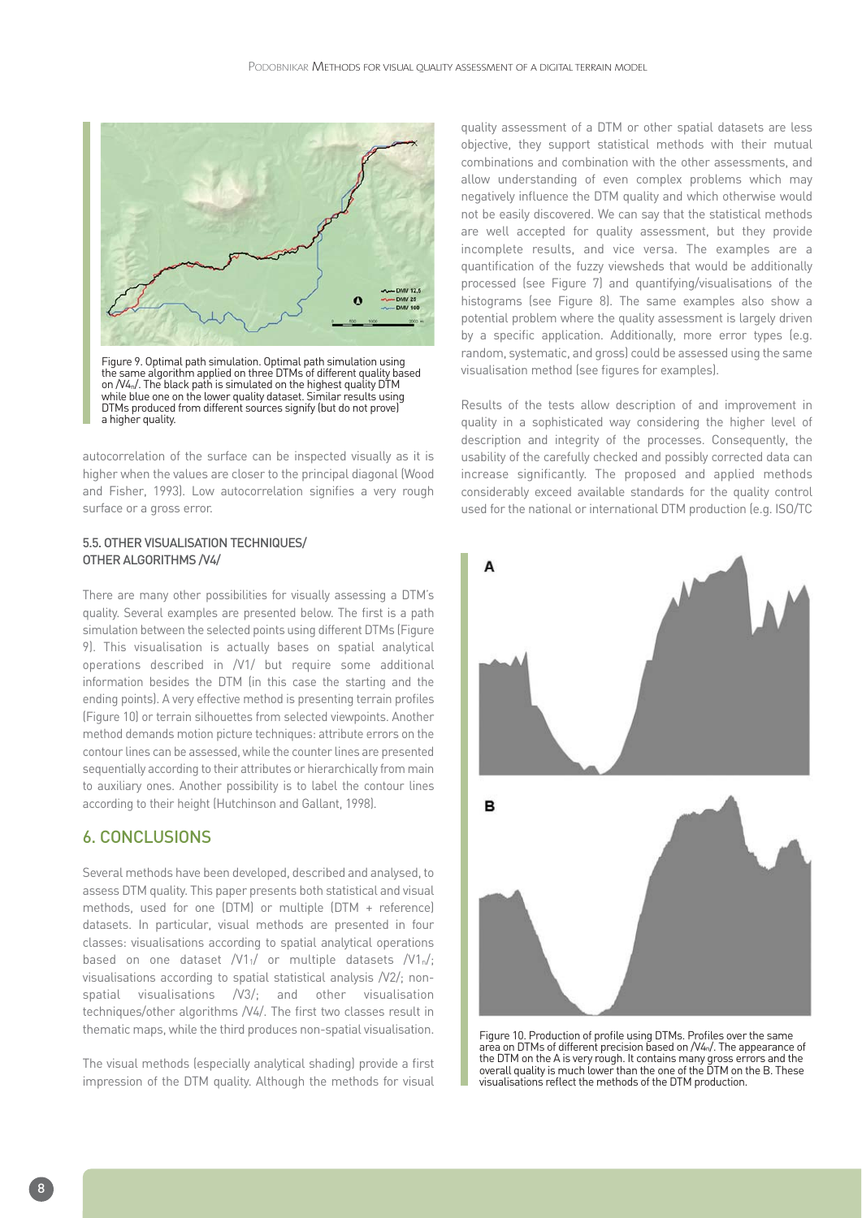Figure 9. Optimal path simulation. Optimal path simulation using the same algorithm applied on three DTMs of different quality based on /V4$_{III}$/. The black path is simulated on the highest quality DTM while blue one on the lower quality dataset. Similar results using DTMs produced from different sources signify (but do not prove) a higher quality.

autocorrelation of the surface can be inspected visually as it is higher when the values are closer to the principal diagonal (Wood and Fisher, 1993). Low autocorrelation signifies a very rough surface or a gross error.

### 5.5. OTHER VISUALISATION TECHNIQUES/ OTHER ALGORITHMS /V4/

There are many other possibilities for visually assessing a DTM's quality. Several examples are presented below. The first is a path simulation between the selected points using different DTMs (Figure 9). This visualisation is actually bases on spatial analytical operations described in /V1/ but require some additional information besides the DTM (in this case the starting and the ending points). A very effective method is presenting terrain profiles (Figure 10) or terrain silhouettes from selected viewpoints. Another method demands motion picture techniques: attribute errors on the contour lines can be assessed, while the counter lines are presented sequentially according to their attributes or hierarchically from main to auxiliary ones. Another possibility is to label the contour lines according to their height (Hutchinson and Gallant, 1998).

## 6. CONCLUSIONS

Several methods have been developed, described and analysed, to assess DTM quality. This paper presents both statistical and visual methods, used for one (DTM) or multiple (DTM + reference) datasets. In particular, visual methods are presented in four classes: visualisations according to spatial analytical operations based on one dataset /V1$_1$/ or multiple datasets /V1$_n$/; visualisations according to spatial statistical analysis /V2/; non-spatial visualisations /V3/; and other visualisation techniques/other algorithms /V4/. The first two classes result in thematic maps, while the third produces non-spatial visualisation.

The visual methods (especially analytical shading) provide a first impression of the DTM quality. Although the methods for visual quality assessment of a DTM or other spatial datasets are less objective, they support statistical methods with their mutual combinations and combination with the other assessments, and allow understanding of even complex problems which may negatively influence the DTM quality and which otherwise would not be easily discovered. We can say that the statistical methods are well accepted for quality assessment, but they provide incomplete results, and vice versa. The examples are a quantification of the fuzzy viewsheds that would be additionally processed (see Figure 7) and quantifying/visualisations of the histograms (see Figure 8). The same examples also show a potential problem where the quality assessment is largely driven by a specific application. Additionally, more error types (e.g. random, systematic, and gross) could be assessed using the same visualisation method (see figures for examples).

Results of the tests allow description of and improvement in quality in a sophisticated way considering the higher level of description and integrity of the processes. Consequently, the usability of the carefully checked and possibly corrected data can increase significantly. The proposed and applied methods considerably exceed available standards for the quality control used for the national or international DTM production (e.g. ISO/TC

Figure 10. Production of profile using DTMs. Profiles over the same area on DTMs of different precision based on /V4$_{II}$/. The appearance of the DTM on the A is very rough. It contains many gross errors and the overall quality is much lower than the one of the DTM on the B. These visualisations reflect the methods of the DTM production.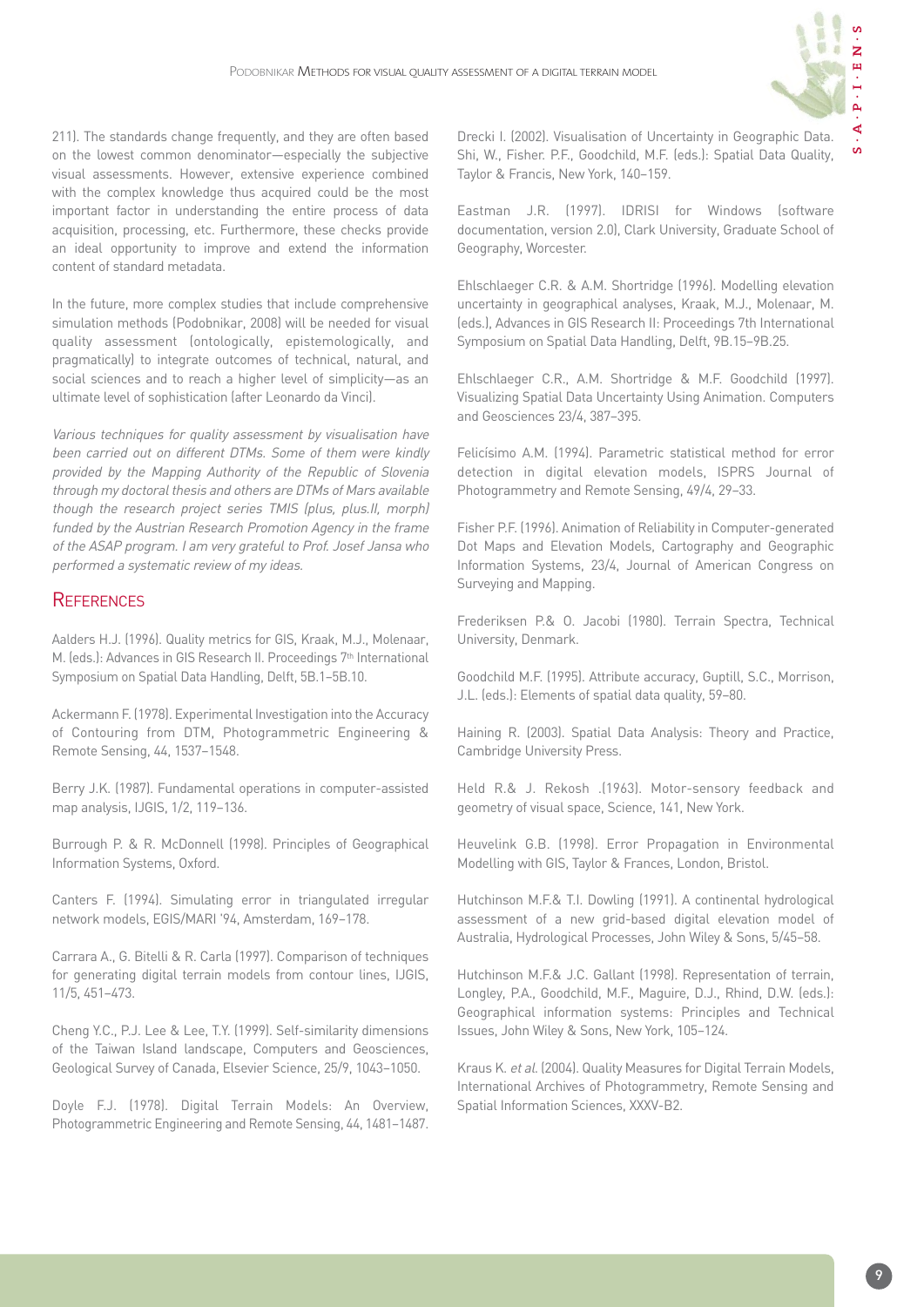211). The standards change frequently, and they are often based on the lowest common denominator—especially the subjective visual assessments. However, extensive experience combined with the complex knowledge thus acquired could be the most important factor in understanding the entire process of data acquisition, processing, etc. Furthermore, these checks provide an ideal opportunity to improve and extend the information content of standard metadata.

In the future, more complex studies that include comprehensive simulation methods (Podobnikar, 2008) will be needed for visual quality assessment (ontologically, epistemologically, and pragmatically) to integrate outcomes of technical, natural, and social sciences and to reach a higher level of simplicity—as an ultimate level of sophistication (after Leonardo da Vinci).

*Various techniques for quality assessment by visualisation have been carried out on different DTMs. Some of them were kindly provided by the Mapping Authority of the Republic of Slovenia through my doctoral thesis and others are DTMs of Mars available though the research project series TMIS (plus, plus.II, morph) funded by the Austrian Research Promotion Agency in the frame of the ASAP program. I am very grateful to Prof. Josef Jansa who performed a systematic review of my ideas.*

## References

Aalders H.J. (1996). Quality metrics for GIS, Kraak, M.J., Molenaar, M. (eds.): Advances in GIS Research II. Proceedings 7th International Symposium on Spatial Data Handling, Delft, 5B.1–5B.10.

Ackermann F. (1978). Experimental Investigation into the Accuracy of Contouring from DTM, Photogrammetric Engineering & Remote Sensing, 44, 1537–1548.

Berry J.K. (1987). Fundamental operations in computer-assisted map analysis, IJGIS, 1/2, 119–136.

Burrough P. & R. McDonnell (1998). Principles of Geographical Information Systems, Oxford.

Canters F. (1994). Simulating error in triangulated irregular network models, EGIS/MARI '94, Amsterdam, 169–178.

Carrara A., G. Bitelli & R. Carla (1997). Comparison of techniques for generating digital terrain models from contour lines, IJGIS, 11/5, 451–473.

Cheng Y.C., P.J. Lee & Lee, T.Y. (1999). Self-similarity dimensions of the Taiwan Island landscape, Computers and Geosciences, Geological Survey of Canada, Elsevier Science, 25/9, 1043–1050.

Doyle F.J. (1978). Digital Terrain Models: An Overview, Photogrammetric Engineering and Remote Sensing, 44, 1481–1487.

Drecki I. (2002). Visualisation of Uncertainty in Geographic Data. Shi, W., Fisher. P.F., Goodchild, M.F. (eds.): Spatial Data Quality, Taylor & Francis, New York, 140–159.

Eastman J.R. (1997). IDRISI for Windows (software documentation, version 2.0), Clark University, Graduate School of Geography, Worcester.

Ehlschlaeger C.R. & A.M. Shortridge (1996). Modelling elevation uncertainty in geographical analyses, Kraak, M.J., Molenaar, M. (eds.), Advances in GIS Research II: Proceedings 7th International Symposium on Spatial Data Handling, Delft, 9B.15–9B.25.

Ehlschlaeger C.R., A.M. Shortridge & M.F. Goodchild (1997). Visualizing Spatial Data Uncertainty Using Animation. Computers and Geosciences 23/4, 387–395.

Felicísimo A.M. (1994). Parametric statistical method for error detection in digital elevation models, ISPRS Journal of Photogrammetry and Remote Sensing, 49/4, 29–33.

Fisher P.F. (1996). Animation of Reliability in Computer-generated Dot Maps and Elevation Models, Cartography and Geographic Information Systems, 23/4, Journal of American Congress on Surveying and Mapping.

Frederiksen P.& O. Jacobi (1980). Terrain Spectra, Technical University, Denmark.

Goodchild M.F. (1995). Attribute accuracy, Guptill, S.C., Morrison, J.L. (eds.): Elements of spatial data quality, 59–80.

Haining R. (2003). Spatial Data Analysis: Theory and Practice, Cambridge University Press.

Held R.& J. Rekosh .(1963). Motor-sensory feedback and geometry of visual space, Science, 141, New York.

Heuvelink G.B. (1998). Error Propagation in Environmental Modelling with GIS, Taylor & Frances, London, Bristol.

Hutchinson M.F.& T.I. Dowling (1991). A continental hydrological assessment of a new grid-based digital elevation model of Australia, Hydrological Processes, John Wiley & Sons, 5/45–58.

Hutchinson M.F.& J.C. Gallant (1998). Representation of terrain, Longley, P.A., Goodchild, M.F., Maguire, D.J., Rhind, D.W. (eds.): Geographical information systems: Principles and Technical Issues, John Wiley & Sons, New York, 105–124.

Kraus K. *et al.* (2004). Quality Measures for Digital Terrain Models, International Archives of Photogrammetry, Remote Sensing and Spatial Information Sciences, XXXV-B2.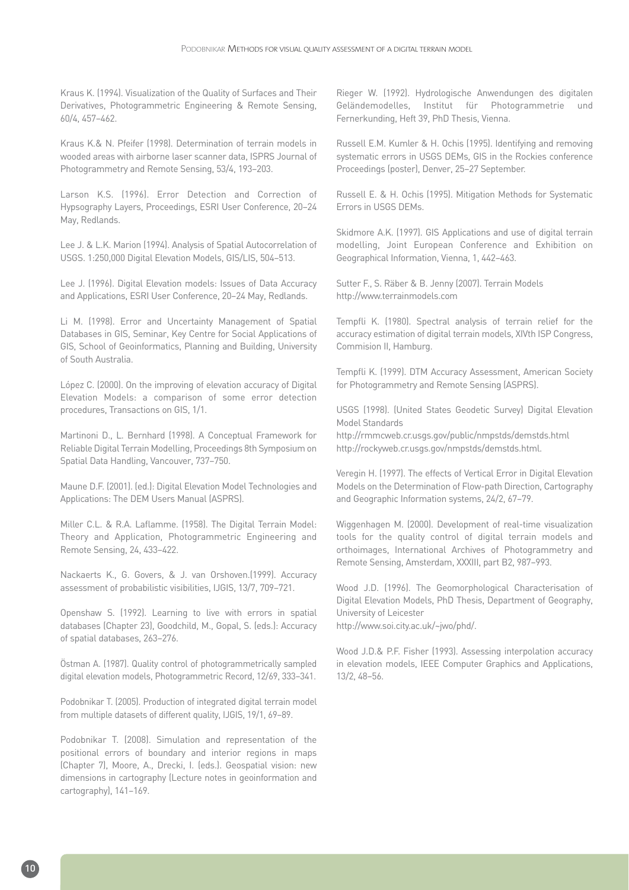Kraus K. (1994). Visualization of the Quality of Surfaces and Their Derivatives, Photogrammetric Engineering & Remote Sensing, 60/4, 457–462.

Kraus K.& N. Pfeifer (1998). Determination of terrain models in wooded areas with airborne laser scanner data, ISPRS Journal of Photogrammetry and Remote Sensing, 53/4, 193–203.

Larson K.S. (1996). Error Detection and Correction of Hypsography Layers, Proceedings, ESRI User Conference, 20–24 May, Redlands.

Lee J. & L.K. Marion (1994). Analysis of Spatial Autocorrelation of USGS. 1:250,000 Digital Elevation Models, GIS/LIS, 504–513.

Lee J. (1996). Digital Elevation models: Issues of Data Accuracy and Applications, ESRI User Conference, 20–24 May, Redlands.

Li M. (1998). Error and Uncertainty Management of Spatial Databases in GIS, Seminar, Key Centre for Social Applications of GIS, School of Geoinformatics, Planning and Building, University of South Australia.

López C. (2000). On the improving of elevation accuracy of Digital Elevation Models: a comparison of some error detection procedures, Transactions on GIS, 1/1.

Martinoni D., L. Bernhard (1998). A Conceptual Framework for Reliable Digital Terrain Modelling, Proceedings 8th Symposium on Spatial Data Handling, Vancouver, 737–750.

Maune D.F. (2001). (ed.): Digital Elevation Model Technologies and Applications: The DEM Users Manual (ASPRS).

Miller C.L. & R.A. Laflamme. (1958). The Digital Terrain Model: Theory and Application, Photogrammetric Engineering and Remote Sensing, 24, 433–422.

Nackaerts K., G. Govers, & J. van Orshoven.(1999). Accuracy assessment of probabilistic visibilities, IJGIS, 13/7, 709–721.

Openshaw S. (1992). Learning to live with errors in spatial databases (Chapter 23), Goodchild, M., Gopal, S. (eds.): Accuracy of spatial databases, 263–276.

Östman A. (1987). Quality control of photogrammetrically sampled digital elevation models, Photogrammetric Record, 12/69, 333–341.

Podobnikar T. (2005). Production of integrated digital terrain model from multiple datasets of different quality, IJGIS, 19/1, 69–89.

Podobnikar T. (2008). Simulation and representation of the positional errors of boundary and interior regions in maps (Chapter 7), Moore, A., Drecki, I. (eds.). Geospatial vision: new dimensions in cartography (Lecture notes in geoinformation and cartography), 141–169.

Rieger W. (1992). Hydrologische Anwendungen des digitalen Geländemodelles, Institut für Photogrammetrie und Fernerkunding, Heft 39, PhD Thesis, Vienna.

Russell E.M. Kumler & H. Ochis (1995). Identifying and removing systematic errors in USGS DEMs, GIS in the Rockies conference Proceedings (poster), Denver, 25–27 September.

Russell E. & H. Ochis (1995). Mitigation Methods for Systematic Errors in USGS DEMs.

Skidmore A.K. (1997). GIS Applications and use of digital terrain modelling, Joint European Conference and Exhibition on Geographical Information, Vienna, 1, 442–463.

Sutter F., S. Räber & B. Jenny (2007). Terrain Models http://www.terrainmodels.com

Tempfli K. (1980). Spectral analysis of terrain relief for the accuracy estimation of digital terrain models, XIVth ISP Congress, Commision II, Hamburg.

Tempfli K. (1999). DTM Accuracy Assessment, American Society for Photogrammetry and Remote Sensing (ASPRS).

USGS (1998). (United States Geodetic Survey) Digital Elevation Model Standards
http://rmmcweb.cr.usgs.gov/public/nmpstds/demstds.html
http://rockyweb.cr.usgs.gov/nmpstds/demstds.html.

Veregin H. (1997). The effects of Vertical Error in Digital Elevation Models on the Determination of Flow-path Direction, Cartography and Geographic Information systems, 24/2, 67–79.

Wiggenhagen M. (2000). Development of real-time visualization tools for the quality control of digital terrain models and orthoimages, International Archives of Photogrammetry and Remote Sensing, Amsterdam, XXXIII, part B2, 987–993.

Wood J.D. (1996). The Geomorphological Characterisation of Digital Elevation Models, PhD Thesis, Department of Geography, University of Leicester
http://www.soi.city.ac.uk/~jwo/phd/.

Wood J.D.& P.F. Fisher (1993). Assessing interpolation accuracy in elevation models, IEEE Computer Graphics and Applications, 13/2, 48–56.